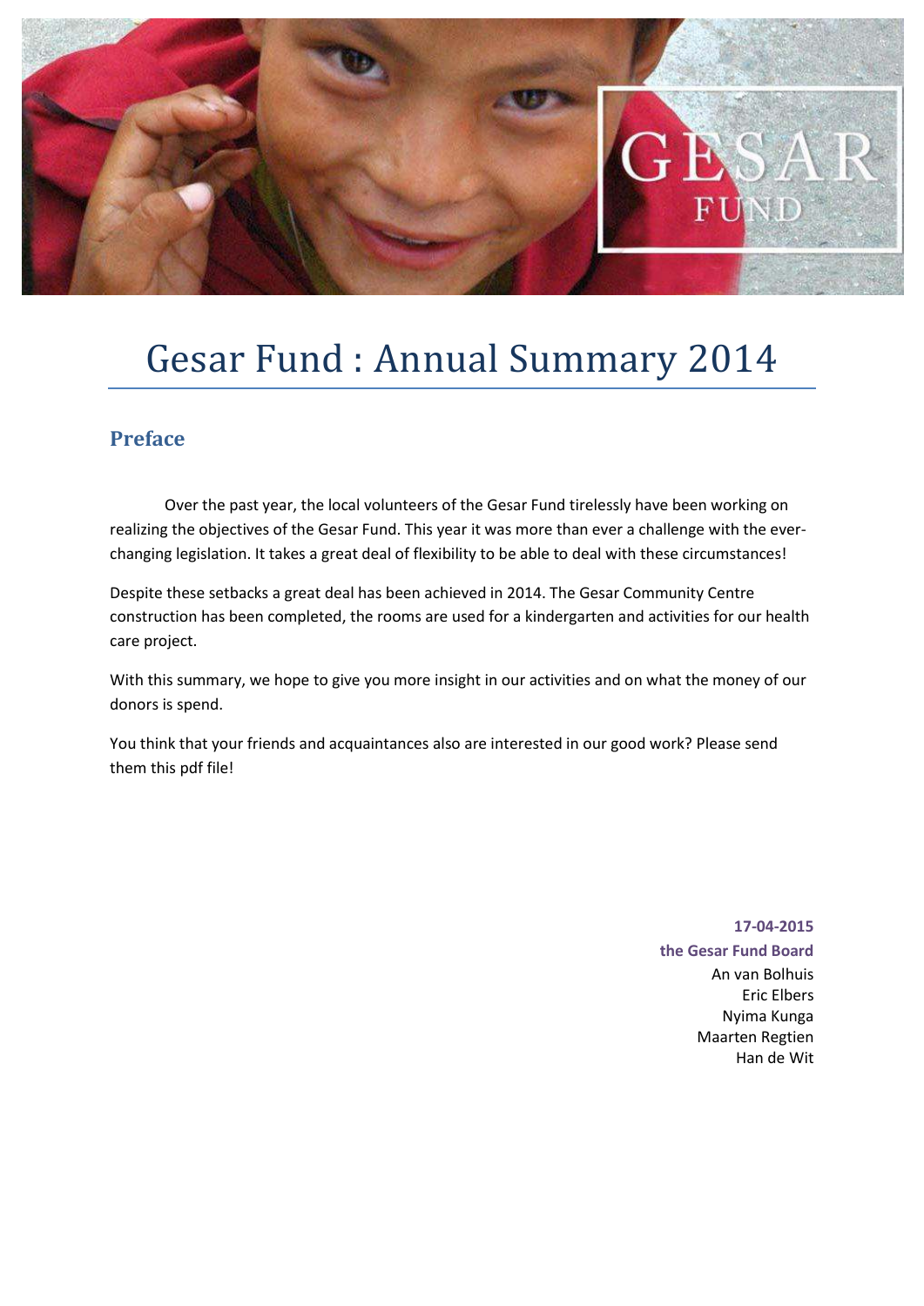# Gesar Fund : Annual Summary 2014

## Preface

Over the past year, the local volunteers of the Gesar Fund tirelessly have been working on realizing the objectives of the Gesar Fund. This year it was more than ever a challenge with the ever-changing legislation. It takes a great deal of flexibility to be able to deal with these circumstances!

Despite these setbacks a great deal has been achieved in 2014. The Gesar Community Centre construction has been completed, the rooms are used for a kindergarten and activities for our health care project.

With this summary, we hope to give you more insight in our activities and on what the money of our donors is spend.

You think that your friends and acquaintances also are interested in our good work? Please send them this pdf file!

**17-04-2015**
**the Gesar Fund Board**
An van Bolhuis
Eric Elbers
Nyima Kunga
Maarten Regtien
Han de Wit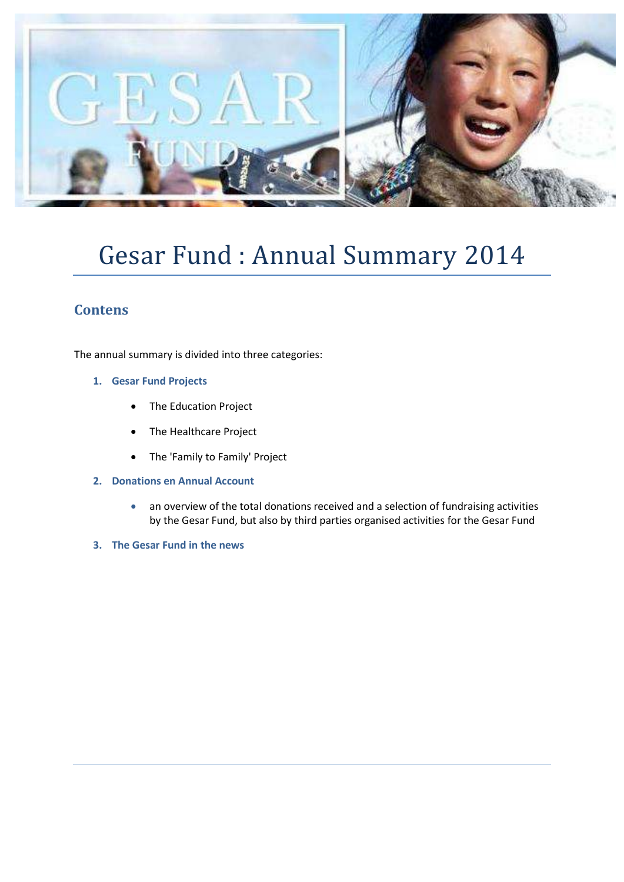# Gesar Fund : Annual Summary 2014

## Contens

The annual summary is divided into three categories:

1. **Gesar Fund Projects**
    - The Education Project
    - The Healthcare Project
    - The 'Family to Family' Project
2. **Donations en Annual Account**
    - an overview of the total donations received and a selection of fundraising activities by the Gesar Fund, but also by third parties organised activities for the Gesar Fund
3. **The Gesar Fund in the news**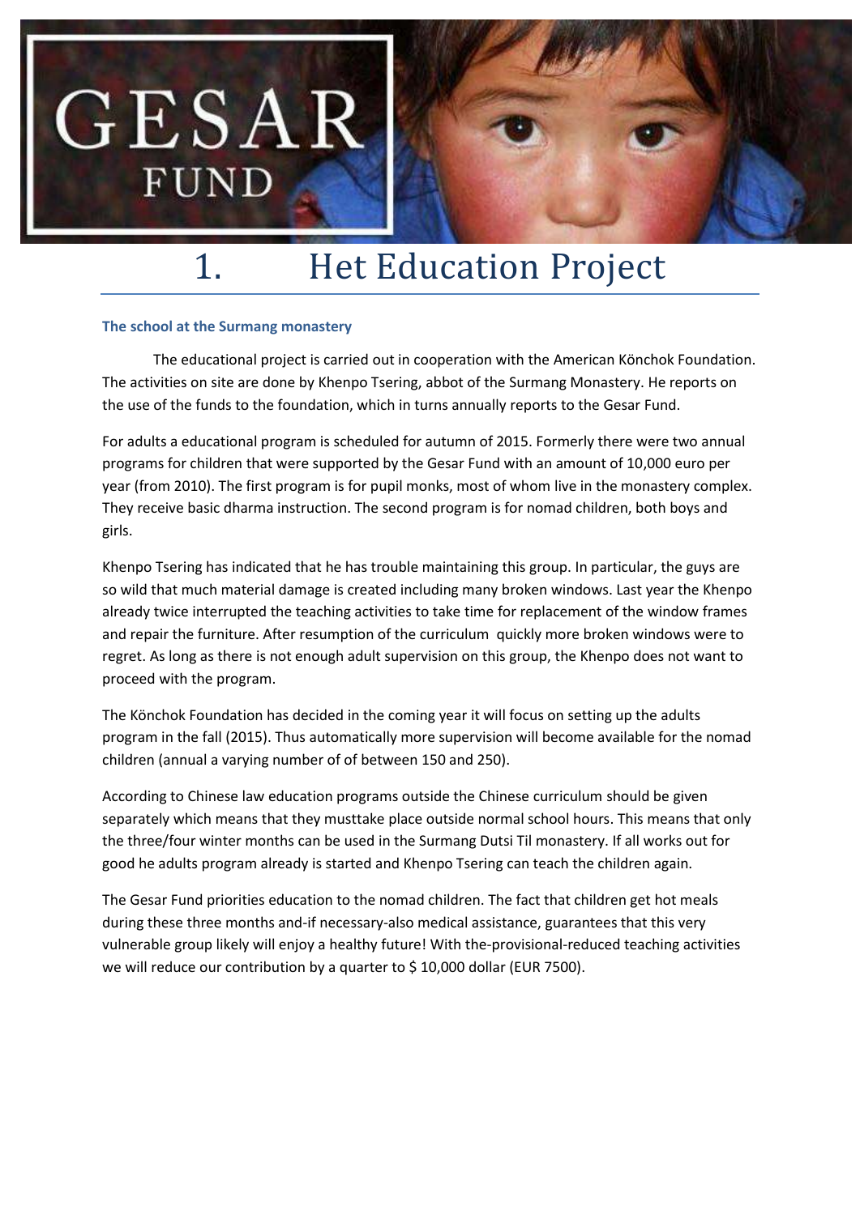# 1. Het Education Project

### The school at the Surmang monastery

The educational project is carried out in cooperation with the American Könchok Foundation. The activities on site are done by Khenpo Tsering, abbot of the Surmang Monastery. He reports on the use of the funds to the foundation, which in turns annually reports to the Gesar Fund.

For adults a educational program is scheduled for autumn of 2015. Formerly there were two annual programs for children that were supported by the Gesar Fund with an amount of 10,000 euro per year (from 2010). The first program is for pupil monks, most of whom live in the monastery complex. They receive basic dharma instruction. The second program is for nomad children, both boys and girls.

Khenpo Tsering has indicated that he has trouble maintaining this group. In particular, the guys are so wild that much material damage is created including many broken windows. Last year the Khenpo already twice interrupted the teaching activities to take time for replacement of the window frames and repair the furniture. After resumption of the curriculum quickly more broken windows were to regret. As long as there is not enough adult supervision on this group, the Khenpo does not want to proceed with the program.

The Könchok Foundation has decided in the coming year it will focus on setting up the adults program in the fall (2015). Thus automatically more supervision will become available for the nomad children (annual a varying number of of between 150 and 250).

According to Chinese law education programs outside the Chinese curriculum should be given separately which means that they musttake place outside normal school hours. This means that only the three/four winter months can be used in the Surmang Dutsi Til monastery. If all works out for good he adults program already is started and Khenpo Tsering can teach the children again.

The Gesar Fund priorities education to the nomad children. The fact that children get hot meals during these three months and-if necessary-also medical assistance, guarantees that this very vulnerable group likely will enjoy a healthy future! With the-provisional-reduced teaching activities we will reduce our contribution by a quarter to $ 10,000 dollar (EUR 7500).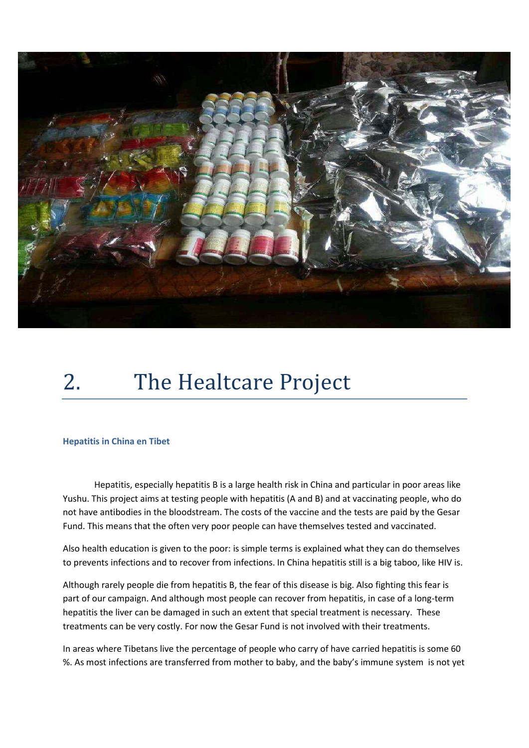# 2. The Healtcare Project

**Hepatitis in China en Tibet**

Hepatitis, especially hepatitis B is a large health risk in China and particular in poor areas like Yushu. This project aims at testing people with hepatitis (A and B) and at vaccinating people, who do not have antibodies in the bloodstream. The costs of the vaccine and the tests are paid by the Gesar Fund. This means that the often very poor people can have themselves tested and vaccinated.

Also health education is given to the poor: is simple terms is explained what they can do themselves to prevents infections and to recover from infections. In China hepatitis still is a big taboo, like HIV is.

Although rarely people die from hepatitis B, the fear of this disease is big. Also fighting this fear is part of our campaign. And although most people can recover from hepatitis, in case of a long-term hepatitis the liver can be damaged in such an extent that special treatment is necessary. These treatments can be very costly. For now the Gesar Fund is not involved with their treatments.

In areas where Tibetans live the percentage of people who carry of have carried hepatitis is some 60 %. As most infections are transferred from mother to baby, and the baby's immune system is not yet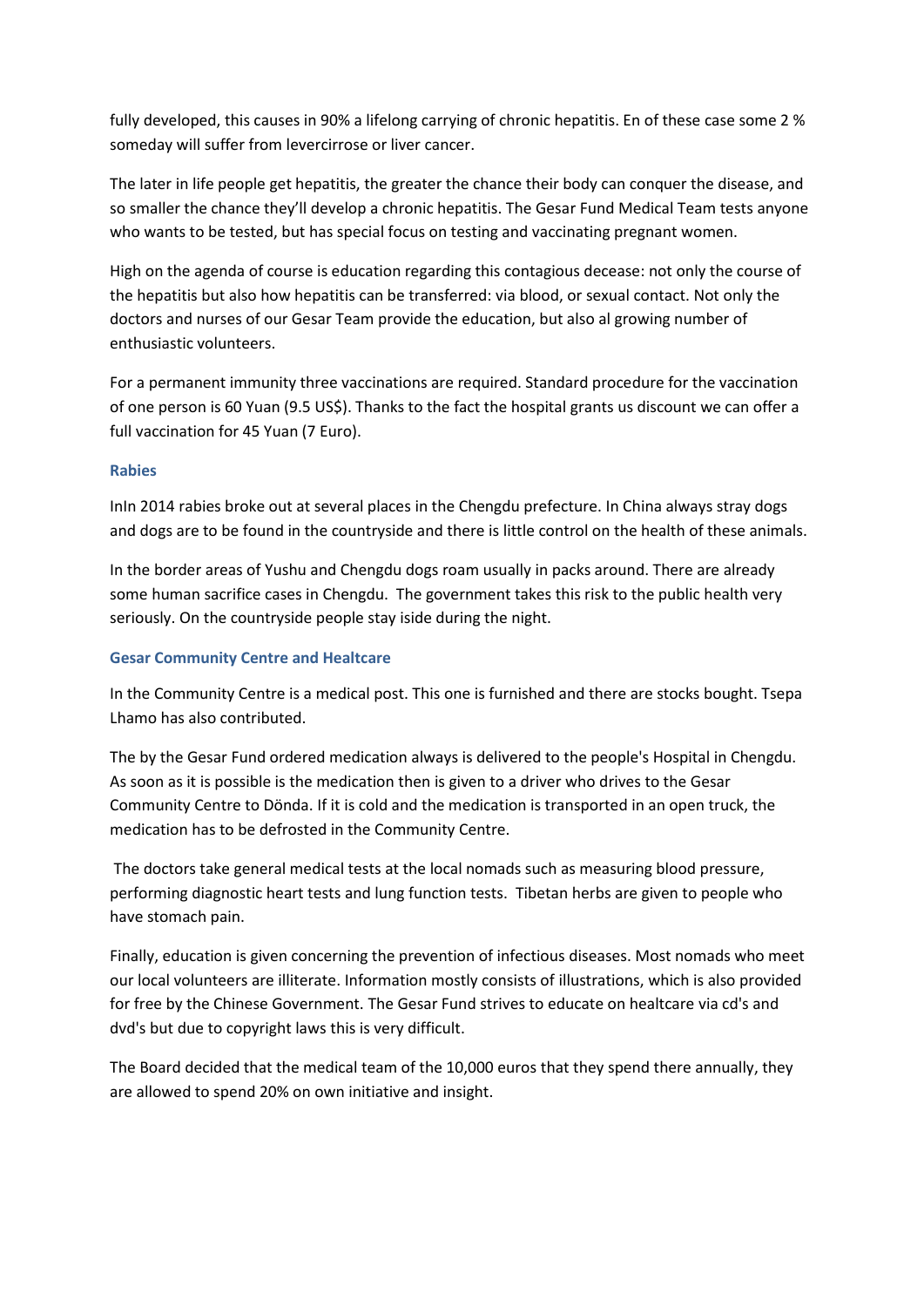fully developed, this causes in 90% a lifelong carrying of chronic hepatitis. En of these case some 2 % someday will suffer from levercirrose or liver cancer.

The later in life people get hepatitis, the greater the chance their body can conquer the disease, and so smaller the chance they'll develop a chronic hepatitis. The Gesar Fund Medical Team tests anyone who wants to be tested, but has special focus on testing and vaccinating pregnant women.

High on the agenda of course is education regarding this contagious decease: not only the course of the hepatitis but also how hepatitis can be transferred: via blood, or sexual contact. Not only the doctors and nurses of our Gesar Team provide the education, but also al growing number of enthusiastic volunteers.

For a permanent immunity three vaccinations are required. Standard procedure for the vaccination of one person is 60 Yuan (9.5 US$). Thanks to the fact the hospital grants us discount we can offer a full vaccination for 45 Yuan (7 Euro).

### Rabies

InIn 2014 rabies broke out at several places in the Chengdu prefecture. In China always stray dogs and dogs are to be found in the countryside and there is little control on the health of these animals.

In the border areas of Yushu and Chengdu dogs roam usually in packs around. There are already some human sacrifice cases in Chengdu. The government takes this risk to the public health very seriously. On the countryside people stay iside during the night.

### Gesar Community Centre and Healtcare

In the Community Centre is a medical post. This one is furnished and there are stocks bought. Tsepa Lhamo has also contributed.

The by the Gesar Fund ordered medication always is delivered to the people's Hospital in Chengdu. As soon as it is possible is the medication then is given to a driver who drives to the Gesar Community Centre to Dönda. If it is cold and the medication is transported in an open truck, the medication has to be defrosted in the Community Centre.

The doctors take general medical tests at the local nomads such as measuring blood pressure, performing diagnostic heart tests and lung function tests. Tibetan herbs are given to people who have stomach pain.

Finally, education is given concerning the prevention of infectious diseases. Most nomads who meet our local volunteers are illiterate. Information mostly consists of illustrations, which is also provided for free by the Chinese Government. The Gesar Fund strives to educate on healtcare via cd's and dvd's but due to copyright laws this is very difficult.

The Board decided that the medical team of the 10,000 euros that they spend there annually, they are allowed to spend 20% on own initiative and insight.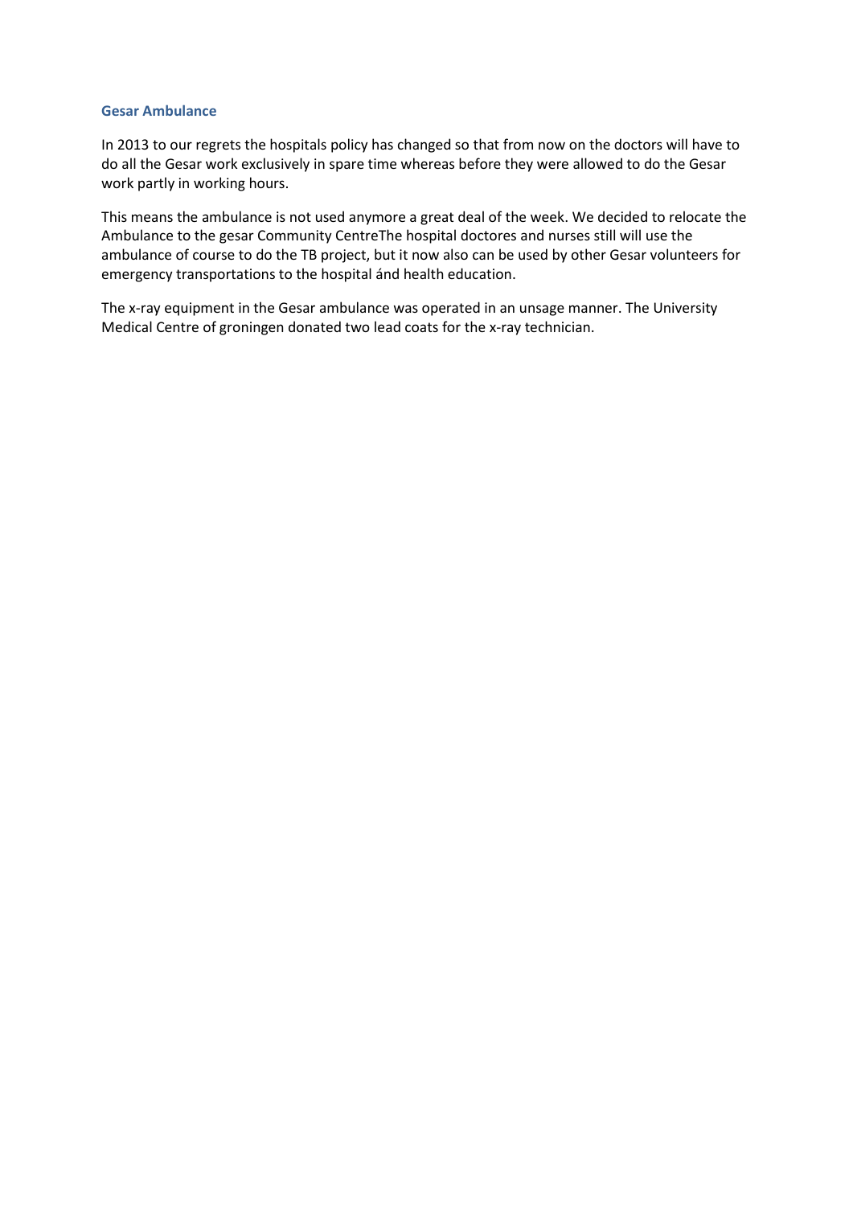### Gesar Ambulance

In 2013 to our regrets the hospitals policy has changed so that from now on the doctors will have to do all the Gesar work exclusively in spare time whereas before they were allowed to do the Gesar work partly in working hours.

This means the ambulance is not used anymore a great deal of the week. We decided to relocate the Ambulance to the gesar Community CentreThe hospital doctores and nurses still will use the ambulance of course to do the TB project, but it now also can be used by other Gesar volunteers for emergency transportations to the hospital ánd health education.

The x-ray equipment in the Gesar ambulance was operated in an unsage manner. The University Medical Centre of groningen donated two lead coats for the x-ray technician.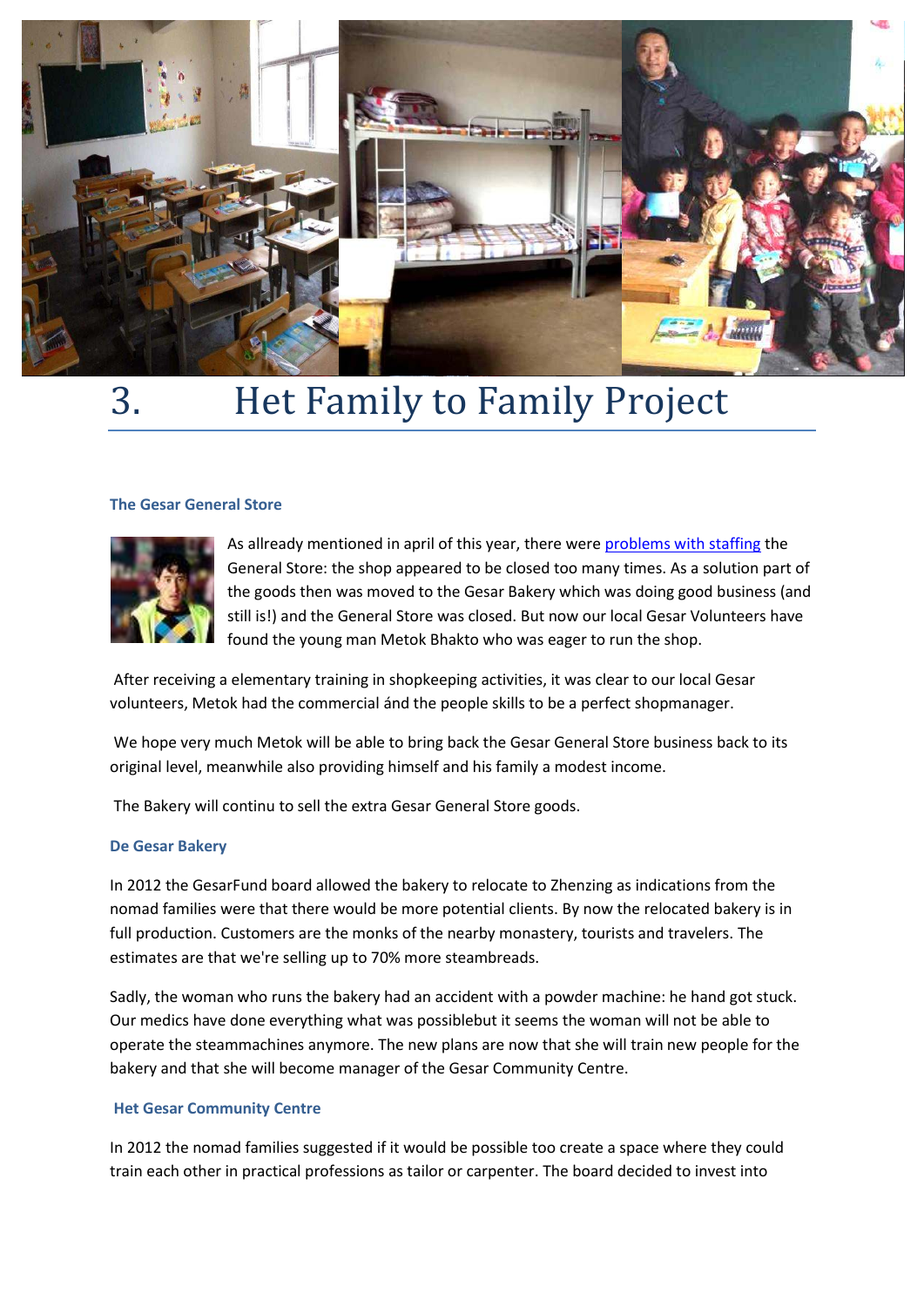# 3. Het Family to Family Project

### The Gesar General Store

As allready mentioned in april of this year, there were [problems with staffing](problems with staffing) the General Store: the shop appeared to be closed too many times. As a solution part of the goods then was moved to the Gesar Bakery which was doing good business (and still is!) and the General Store was closed. But now our local Gesar Volunteers have found the young man Metok Bhakto who was eager to run the shop.

After receiving a elementary training in shopkeeping activities, it was clear to our local Gesar volunteers, Metok had the commercial ánd the people skills to be a perfect shopmanager.

We hope very much Metok will be able to bring back the Gesar General Store business back to its original level, meanwhile also providing himself and his family a modest income.

The Bakery will continu to sell the extra Gesar General Store goods.

### De Gesar Bakery

In 2012 the GesarFund board allowed the bakery to relocate to Zhenzing as indications from the nomad families were that there would be more potential clients. By now the relocated bakery is in full production. Customers are the monks of the nearby monastery, tourists and travelers. The estimates are that we're selling up to 70% more steambreads.

Sadly, the woman who runs the bakery had an accident with a powder machine: he hand got stuck. Our medics have done everything what was possiblebut it seems the woman will not be able to operate the steammachines anymore. The new plans are now that she will train new people for the bakery and that she will become manager of the Gesar Community Centre.

### Het Gesar Community Centre

In 2012 the nomad families suggested if it would be possible too create a space where they could train each other in practical professions as tailor or carpenter. The board decided to invest into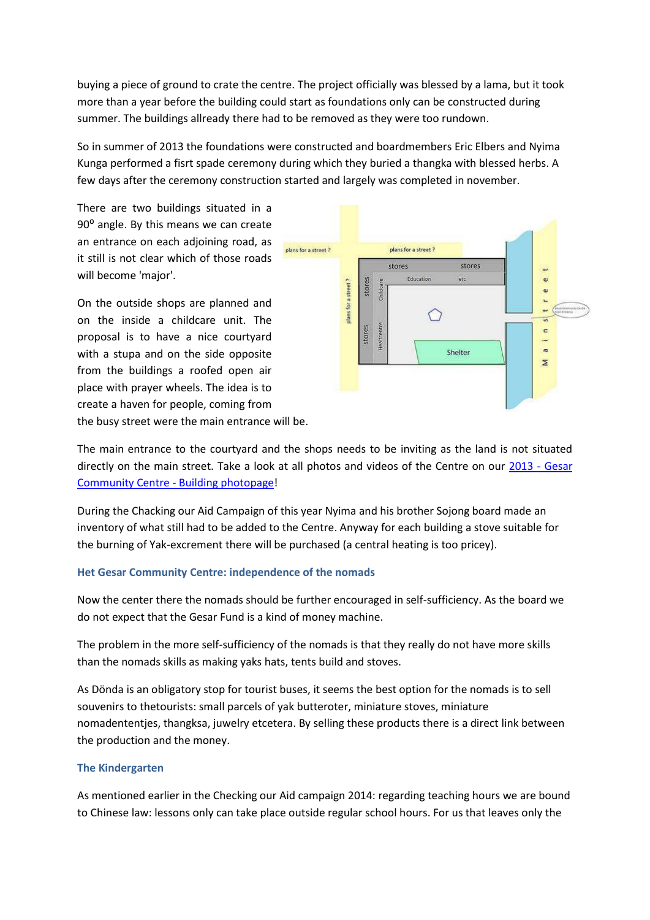buying a piece of ground to crate the centre. The project officially was blessed by a lama, but it took more than a year before the building could start as foundations only can be constructed during summer. The buildings allready there had to be removed as they were too rundown.

So in summer of 2013 the foundations were constructed and boardmembers Eric Elbers and Nyima Kunga performed a fisrt spade ceremony during which they buried a thangka with blessed herbs. A few days after the ceremony construction started and largely was completed in november.

There are two buildings situated in a $90^0$ angle. By this means we can create an entrance on each adjoining road, as it still is not clear which of those roads will become 'major'.

On the outside shops are planned and on the inside a childcare unit. The proposal is to have a nice courtyard with a stupa and on the side opposite from the buildings a roofed open air place with prayer wheels. The idea is to create a haven for people, coming from the busy street were the main entrance will be.

plans for a street ?
plans for a street ?
plans for a street ?
stores
stores
Education
etc
stores
Childcare
stores
Healtcentre
Shelter
Main street
Gesar Community Centre Main Entrance

The main entrance to the courtyard and the shops needs to be inviting as the land is not situated directly on the main street. Take a look at all photos and videos of the Centre on our 2013 - Gesar Community Centre - Building photopage!

During the Chacking our Aid Campaign of this year Nyima and his brother Sojong board made an inventory of what still had to be added to the Centre. Anyway for each building a stove suitable for the burning of Yak-excrement there will be purchased (a central heating is too pricey).

### Het Gesar Community Centre: independence of the nomads

Now the center there the nomads should be further encouraged in self-sufficiency. As the board we do not expect that the Gesar Fund is a kind of money machine.

The problem in the more self-sufficiency of the nomads is that they really do not have more skills than the nomads skills as making yaks hats, tents build and stoves.

As Dönda is an obligatory stop for tourist buses, it seems the best option for the nomads is to sell souvenirs to thetourists: small parcels of yak butteroter, miniature stoves, miniature nomadententjes, thangksa, juwelry etcetera. By selling these products there is a direct link between the production and the money.

### The Kindergarten

As mentioned earlier in the Checking our Aid campaign 2014: regarding teaching hours we are bound to Chinese law: lessons only can take place outside regular school hours. For us that leaves only the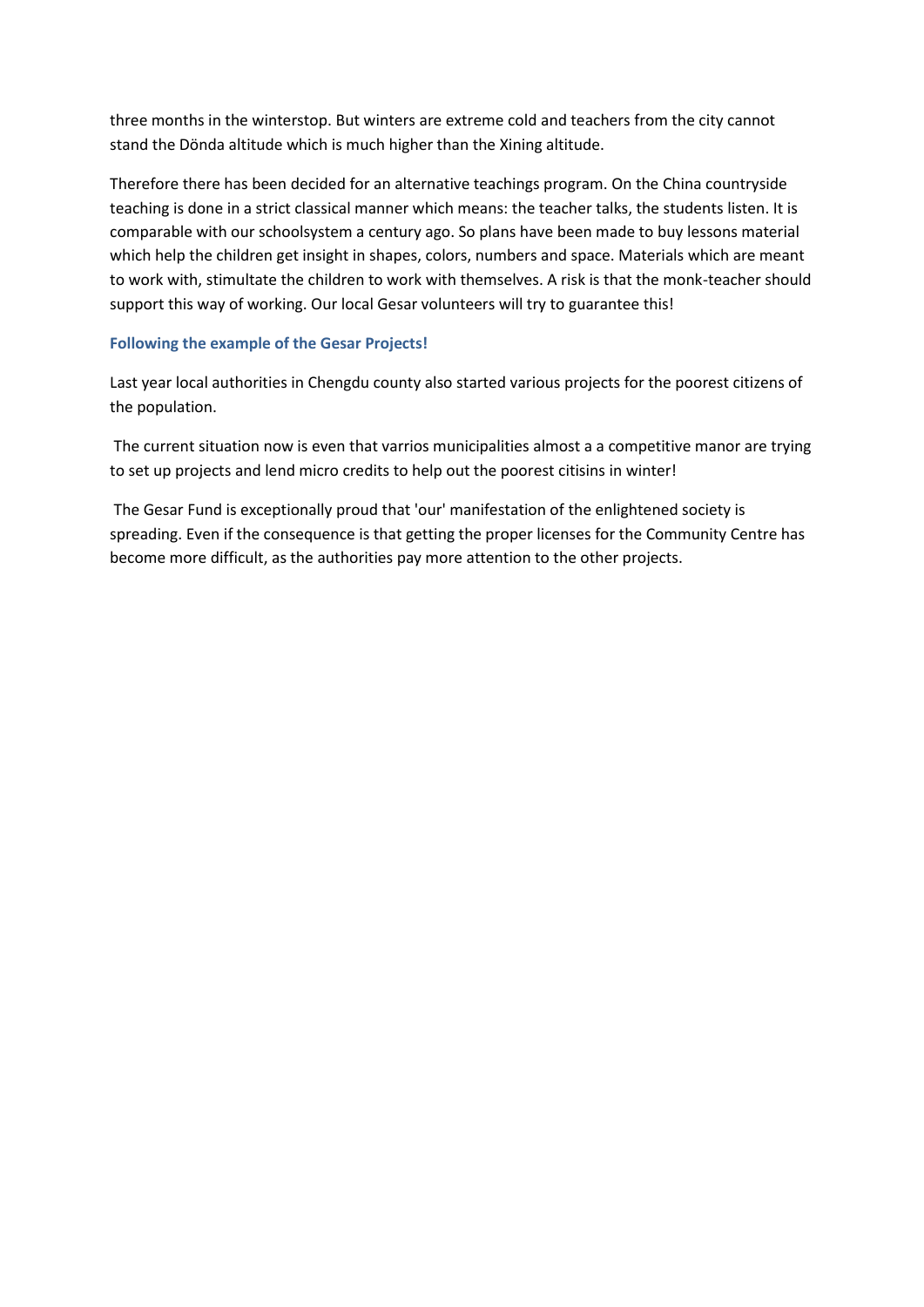three months in the winterstop. But winters are extreme cold and teachers from the city cannot stand the Dönda altitude which is much higher than the Xining altitude.

Therefore there has been decided for an alternative teachings program. On the China countryside teaching is done in a strict classical manner which means: the teacher talks, the students listen. It is comparable with our schoolsystem a century ago. So plans have been made to buy lessons material which help the children get insight in shapes, colors, numbers and space. Materials which are meant to work with, stimultate the children to work with themselves. A risk is that the monk-teacher should support this way of working. Our local Gesar volunteers will try to guarantee this!

### Following the example of the Gesar Projects!

Last year local authorities in Chengdu county also started various projects for the poorest citizens of the population.

The current situation now is even that varrios municipalities almost a a competitive manor are trying to set up projects and lend micro credits to help out the poorest citisins in winter!

The Gesar Fund is exceptionally proud that 'our' manifestation of the enlightened society is spreading. Even if the consequence is that getting the proper licenses for the Community Centre has become more difficult, as the authorities pay more attention to the other projects.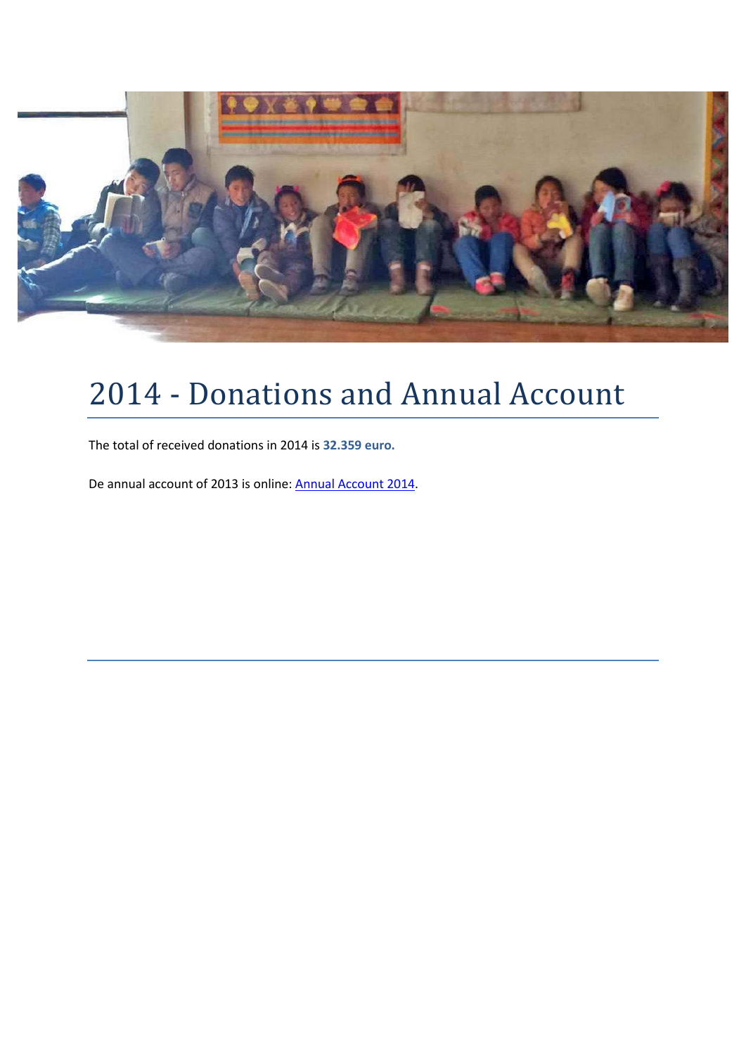# 2014 - Donations and Annual Account

The total of received donations in 2014 is **32.359 euro.**

De annual account of 2013 is online: Annual Account 2014.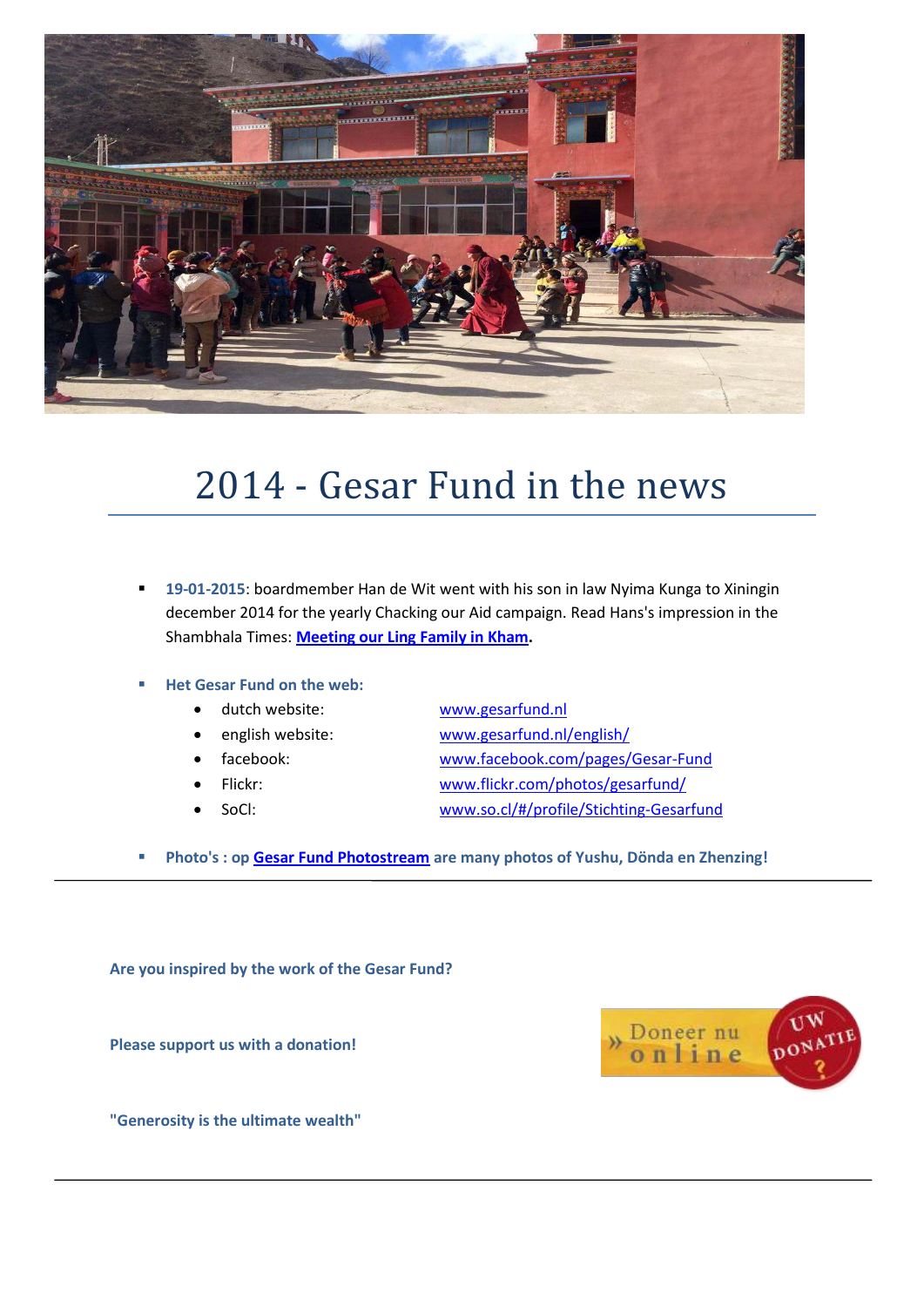# 2014 - Gesar Fund in the news

- **19-01-2015**: boardmember Han de Wit went with his son in law Nyima Kunga to Xiningin december 2014 for the yearly Chacking our Aid campaign. Read Hans's impression in the Shambhala Times: **Meeting our Ling Family in Kham**.

- **Het Gesar Fund on the web:**
  - dutch website: www.gesarfund.nl
  - english website: www.gesarfund.nl/english/
  - facebook: www.facebook.com/pages/Gesar-Fund
  - Flickr: www.flickr.com/photos/gesarfund/
  - SoCl: www.so.cl/#/profile/Stichting-Gesarfund

- **Photo's : op Gesar Fund Photostream are many photos of Yushu, Dönda en Zhenzing!**

---

**Are you inspired by the work of the Gesar Fund?**

**Please support us with a donation!**

» Doneer nu online

UW DONATIE ?

**"Generosity is the ultimate wealth"**

---